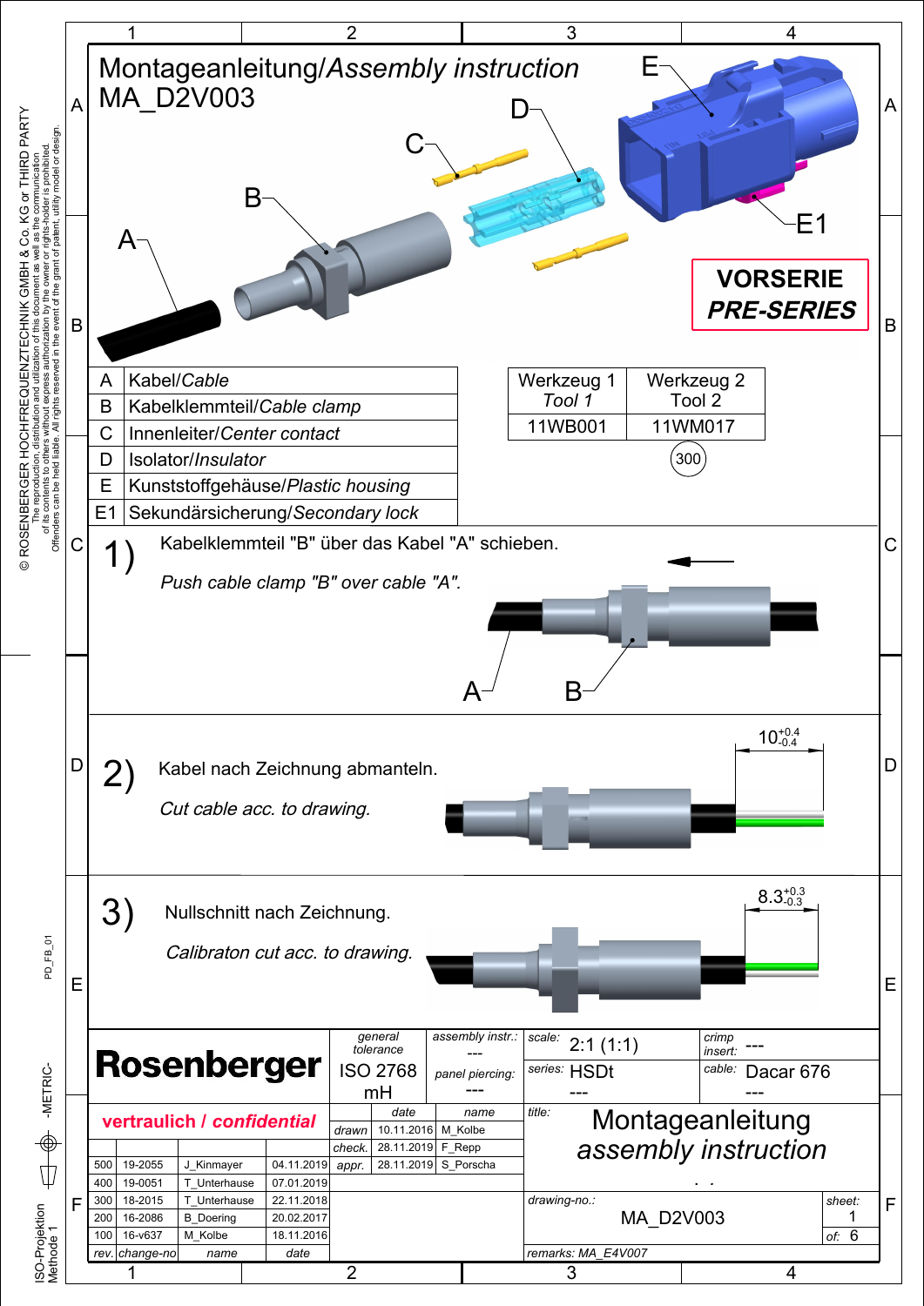# Montageanleitung/*Assembly instruction*
# MA_D2V003

**VORSERIE**
***PRE-SERIES***

| | |
|---|---|
| A | Kabel/*Cable* |
| B | Kabelklemmteil/*Cable clamp* |
| C | Innenleiter/*Center contact* |
| D | Isolator/*Insulator* |
| E | Kunststoffgehäuse/*Plastic housing* |
| E1 | Sekundärsicherung/*Secondary lock* |

| Werkzeug 1 *Tool 1* | Werkzeug 2 Tool 2 |
|---|---|
| 11WB001 | 11WM017 |
| | 300 |

## 1)

Kabelklemmteil "B" über das Kabel "A" schieben.

*Push cable clamp "B" over cable "A".*

## 2)

Kabel nach Zeichnung abmanteln.

*Cut cable acc. to drawing.*

$10^{+0.4}_{-0.4}$

## 3)

Nullschnitt nach Zeichnung.

*Calibraton cut acc. to drawing.*

$8.3^{+0.3}_{-0.3}$

---

**Rosenberger**

| general tolerance | assembly instr.: | scale: | crimp insert: |
|---|---|---|---|
| ISO 2768 mH | --- | 2:1 (1:1) | --- |
| | panel piercing: --- | series: HSDt --- | cable: Dacar 676 --- |

**vertraulich / *confidential***

| | date | name |
|---|---|---|
| drawn | 10.11.2016 | M_Kolbe |
| check. | 28.11.2019 | F_Repp |
| appr. | 28.11.2019 | S_Porscha |

| rev. | change-no | name | date |
|---|---|---|---|
| 500 | 19-2055 | J_Kinmayer | 04.11.2019 |
| 400 | 19-0051 | T_Unterhause | 07.01.2019 |
| 300 | 18-2015 | T_Unterhause | 22.11.2018 |
| 200 | 16-2086 | B_Doering | 20.02.2017 |
| 100 | 16-v637 | M_Kolbe | 18.11.2016 |

title: Montageanleitung *assembly instruction*

drawing-no.: MA_D2V003

sheet: 1 of: 6

remarks: MA_E4V007

© ROSENBERGER HOCHFREQUENZTECHNIK GMBH & Co. KG or THIRD PARTY
The reproduction, distribution and utilization of this document as well as the communication of its contents to others without express authorization by the owner or rights-holder is prohibited. Offenders can be held liable. All rights reserved in the event of the grant of patent, utility model or design.

PD_FB_01

-METRIC-

ISO-Projektion Methode 1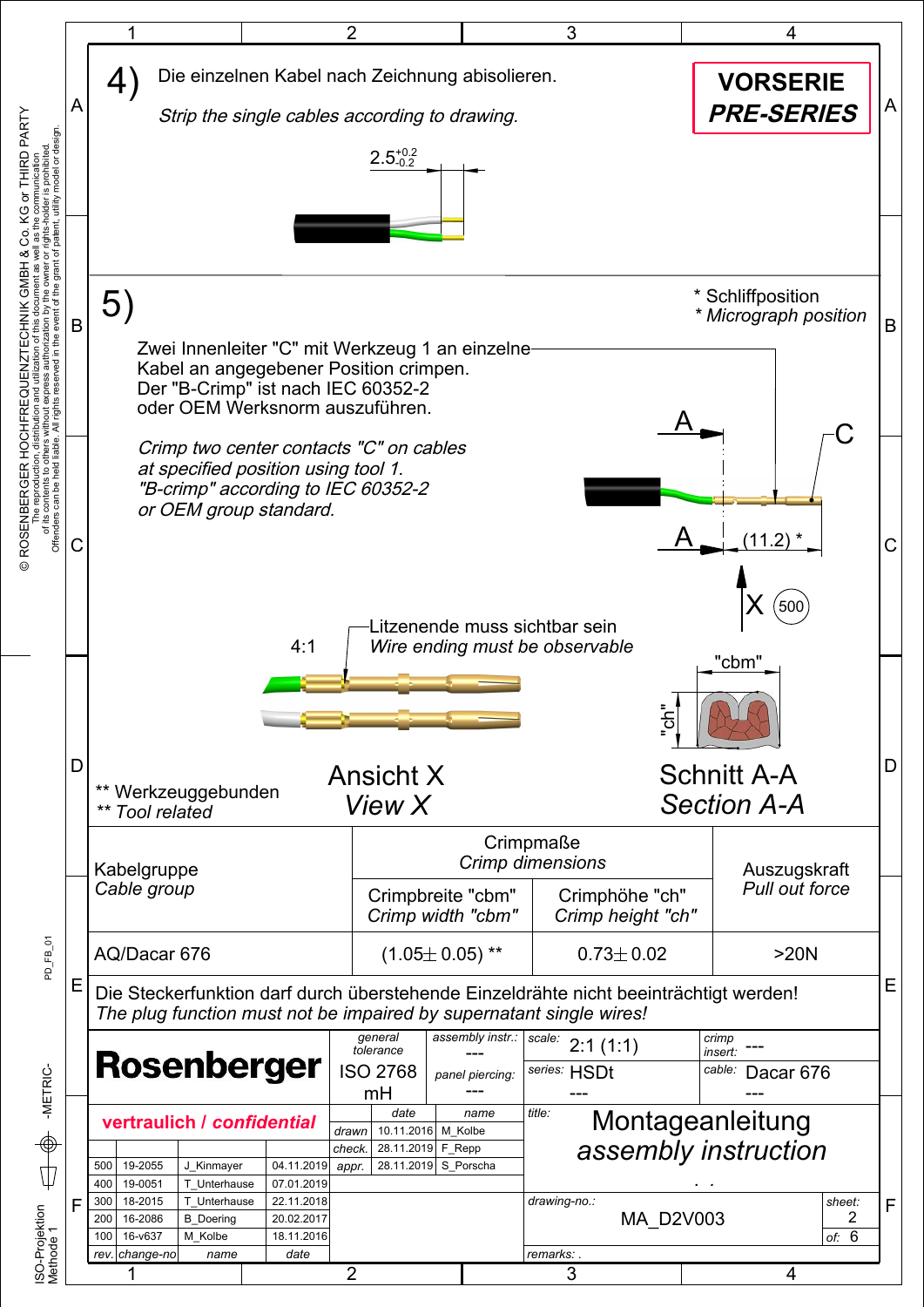**VORSERIE**
***PRE-SERIES***

## 4)

Die einzelnen Kabel nach Zeichnung abisolieren.

*Strip the single cables according to drawing.*

$2.5^{+0.2}_{-0.2}$

## 5)

Zwei Innenleiter "C" mit Werkzeug 1 an einzelne Kabel an angegebener Position crimpen.
Der "B-Crimp" ist nach IEC 60352-2 oder OEM Werksnorm auszuführen.

*Crimp two center contacts "C" on cables at specified position using tool 1.*
*"B-crimp" according to IEC 60352-2 or OEM group standard.*

\* Schliffposition
*\* Micrograph position*

A
C
A (11.2) *
X (500)

4:1

Litzenende muss sichtbar sein
*Wire ending must be observable*

"cbm"
"ch"

Ansicht X
*View X*

Schnitt A-A
*Section A-A*

\*\* Werkzeuggebunden
*\*\* Tool related*

| Kabelgruppe *Cable group* | Crimpmaße *Crimp dimensions* | | Auszugskraft *Pull out force* |
|---|---|---|---|
| | Crimpbreite "cbm" *Crimp width "cbm"* | Crimphöhe "ch" *Crimp height "ch"* | |
| AQ/Dacar 676 | (1.05± 0.05) ** | 0.73± 0.02 | >20N |

Die Steckerfunktion darf durch überstehende Einzeldrähte nicht beeinträchtigt werden!
*The plug function must not be impaired by supernatant single wires!*

| Rosenberger | general tolerance: ISO 2768 mH | assembly instr.: --- / panel piercing: --- | scale: 2:1 (1:1) / series: HSDt --- | crimp insert: --- / cable: Dacar 676 --- |
|---|---|---|---|---|

**vertraulich / *confidential***

| | date | name |
|---|---|---|
| drawn | 10.11.2016 | M_Kolbe |
| check. | 28.11.2019 | F_Repp |
| appr. | 28.11.2019 | S_Porscha |

| rev. | change-no | name | date |
|---|---|---|---|
| 500 | 19-2055 | J_Kinmayer | 04.11.2019 |
| 400 | 19-0051 | T_Unterhause | 07.01.2019 |
| 300 | 18-2015 | T_Unterhause | 22.11.2018 |
| 200 | 16-2086 | B_Doering | 20.02.2017 |
| 100 | 16-v637 | M_Kolbe | 18.11.2016 |

title: Montageanleitung
*assembly instruction*

drawing-no.: MA_D2V003

sheet: 2 of: 6

remarks: .

© ROSENBERGER HOCHFREQUENZTECHNIK GMBH & Co. KG or THIRD PARTY
The reproduction, distribution and utilization of this document as well as the communication of its contents to others without express authorization by the owner or rights-holder is prohibited. Offenders can be held liable. All rights reserved in the event of the grant of patent, utility model or design.

PD_FB_01

-METRIC-

ISO-Projektion Methode 1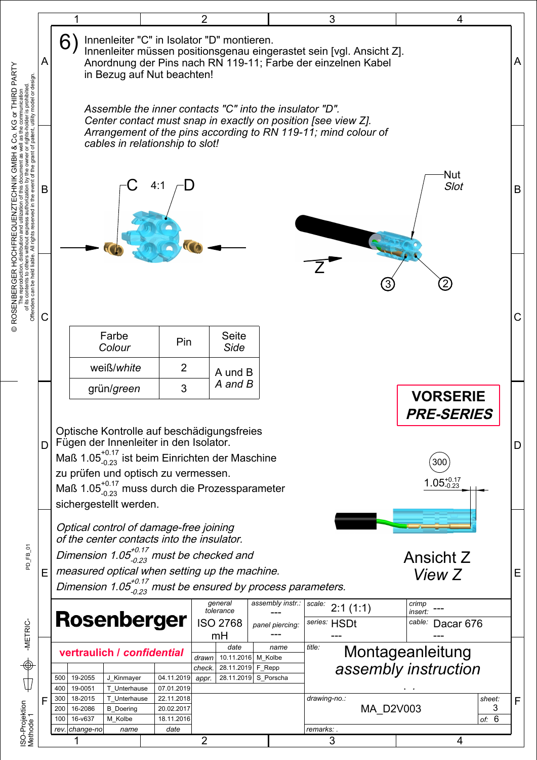## 6) Innenleiter "C" in Isolator "D" montieren.

Innenleiter müssen positionsgenau eingerastet sein [vgl. Ansicht Z]. Anordnung der Pins nach RN 119-11; Farbe der einzelnen Kabel in Bezug auf Nut beachten!

*Assemble the inner contacts "C" into the insulator "D". Center contact must snap in exactly on position [see view Z]. Arrangement of the pins according to RN 119-11; mind colour of cables in relationship to slot!*

C 4:1 D

Nut *Slot*

Z

3 2

| Farbe *Colour* | Pin | Seite *Side* |
|---|---|---|
| weiß/*white* | 2 | A und B *A and B* |
| grün/*green* | 3 | |

**VORSERIE**
***PRE-SERIES***

Optische Kontrolle auf beschädigungsfreies Fügen der Innenleiter in den Isolator.
Maß $1.05^{+0.17}_{-0.23}$ ist beim Einrichten der Maschine zu prüfen und optisch zu vermessen.
Maß $1.05^{+0.17}_{-0.23}$ muss durch die Prozessparameter sichergestellt werden.

*Optical control of damage-free joining of the center contacts into the insulator.*
*Dimension $1.05^{+0.17}_{-0.23}$ must be checked and measured optical when setting up the machine.*
*Dimension $1.05^{+0.17}_{-0.23}$ must be ensured by process parameters.*

300

$1.05^{+0.17}_{-0.23}$

Ansicht Z
*View Z*

**Rosenberger**

**vertraulich / *confidential***

| general tolerance | assembly instr.: | scale: | crimp insert: |
|---|---|---|---|
| ISO 2768 mH | --- | 2:1 (1:1) | --- |
| | panel piercing: --- | series: HSDt --- | cable: Dacar 676 --- |

| | date | name |
|---|---|---|
| drawn | 10.11.2016 | M_Kolbe |
| check. | 28.11.2019 | F_Repp |
| appr. | 28.11.2019 | S_Porscha |

| rev. | change-no | name | date |
|---|---|---|---|
| 500 | 19-2055 | J_Kinmayer | 04.11.2019 |
| 400 | 19-0051 | T_Unterhause | 07.01.2019 |
| 300 | 18-2015 | T_Unterhause | 22.11.2018 |
| 200 | 16-2086 | B_Doering | 20.02.2017 |
| 100 | 16-v637 | M_Kolbe | 18.11.2016 |

title: Montageanleitung *assembly instruction*

drawing-no.: MA_D2V003

sheet: 3 of: 6

remarks: .

© ROSENBERGER HOCHFREQUENZTECHNIK GMBH & Co. KG or THIRD PARTY
The reproduction, distribution and utilization of this document as well as the communication of its contents to others without express authorization by the owner or rights-holder is prohibited. Offenders can be held liable. All rights reserved in the event of the grant of patent, utility model or design.

PD_FB_01 -METRIC- ISO-Projektion Methode 1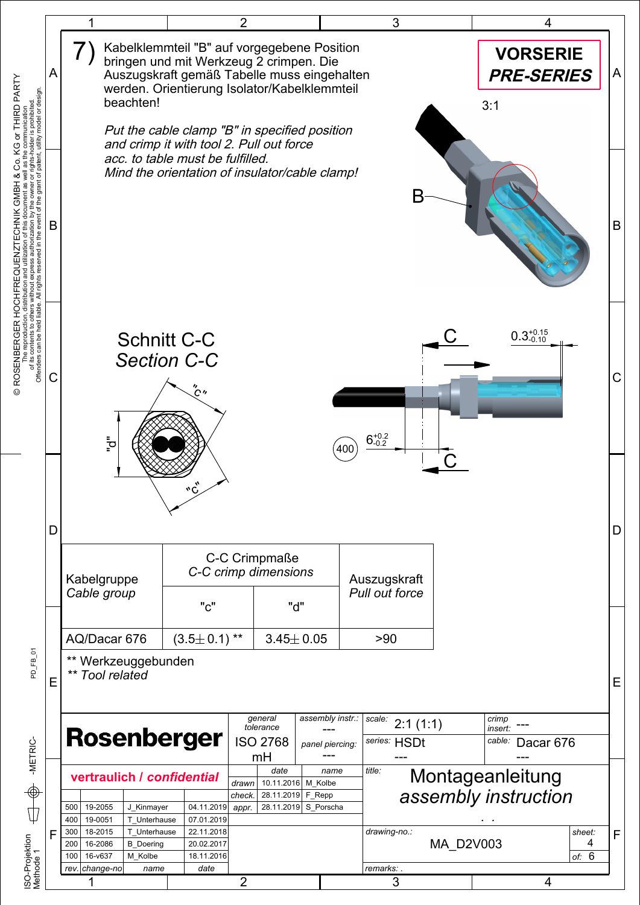## 7) Kabelklemmteil "B" auf vorgegebene Position bringen und mit Werkzeug 2 crimpen. Die Auszugskraft gemäß Tabelle muss eingehalten werden. Orientierung Isolator/Kabelklemmteil beachten!

*Put the cable clamp "B" in specified position and crimp it with tool 2. Pull out force acc. to table must be fulfilled. Mind the orientation of insulator/cable clamp!*

**VORSERIE**
***PRE-SERIES***

3:1

B

Schnitt C-C
*Section C-C*

"c"

"d"

C

$0.3^{+0.15}_{-0.10}$

400

$6^{+0.2}_{-0.2}$

| Kabelgruppe *Cable group* | C-C Crimpmaße *C-C crimp dimensions* | | Auszugskraft *Pull out force* |
|---|---|---|---|
| | "c" | "d" | |
| AQ/Dacar 676 | (3.5±0.1) ** | 3.45±0.05 | >90 |

** Werkzeuggebunden
*** Tool related*

| | |
|---|---|
| general tolerance | --- |
| | ISO 2768 mH |
| assembly instr.: | --- |
| panel piercing: | --- |
| scale: | 2:1 (1:1) |
| crimp insert: | --- |
| series: | HSDt --- |
| cable: | Dacar 676 --- |
| title: | Montageanleitung *assembly instruction* |
| drawing-no.: | MA_D2V003 |
| sheet: | 4 of: 6 |

**Rosenberger**

**vertraulich / *confidential***

| | date | name |
|---|---|---|
| drawn | 10.11.2016 | M_Kolbe |
| check. | 28.11.2019 | F_Repp |
| appr. | 28.11.2019 | S_Porscha |

| rev. | change-no | name | date |
|---|---|---|---|
| 500 | 19-2055 | J_Kinmayer | 04.11.2019 |
| 400 | 19-0051 | T_Unterhause | 07.01.2019 |
| 300 | 18-2015 | T_Unterhause | 22.11.2018 |
| 200 | 16-2086 | B_Doering | 20.02.2017 |
| 100 | 16-v637 | M_Kolbe | 18.11.2016 |

© ROSENBERGER HOCHFREQUENZTECHNIK GMBH & Co. KG or THIRD PARTY
The reproduction, distribution and utilization of this document as well as the communication of its contents to others without express authorization by the owner or rights-holder is prohibited. Offenders can be held liable. All rights reserved in the event of the grant of patent, utility model or design.

PD_FB_01

-METRIC-

ISO-Projektion Methode 1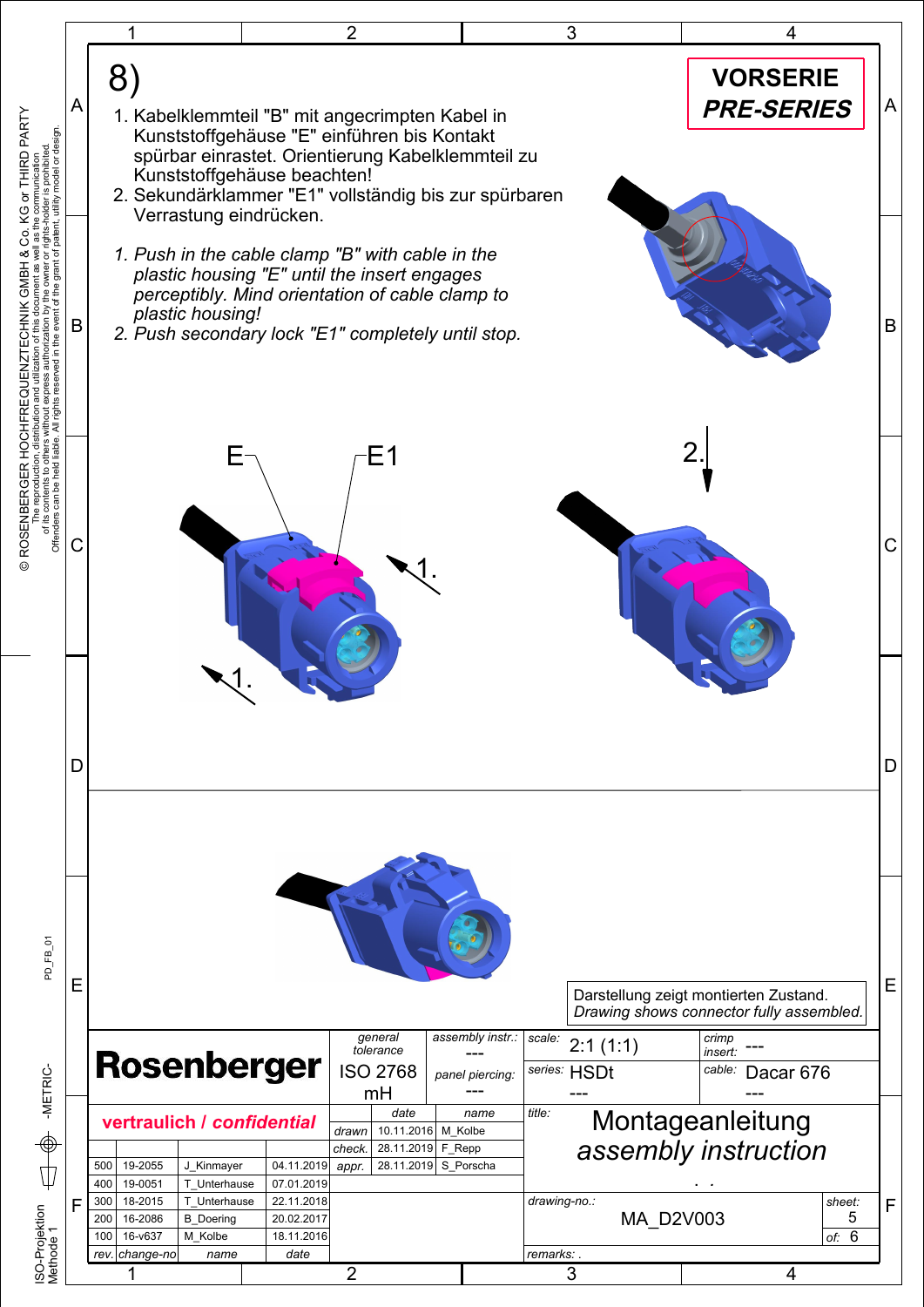**VORSERIE**
***PRE-SERIES***

# 8)

1. Kabelklemmteil "B" mit angecrimpten Kabel in Kunststoffgehäuse "E" einführen bis Kontakt spürbar einrastet. Orientierung Kabelklemmteil zu Kunststoffgehäuse beachten!
2. Sekundärklammer "E1" vollständig bis zur spürbaren Verrastung eindrücken.

*1. Push in the cable clamp "B" with cable in the plastic housing "E" until the insert engages perceptibly. Mind orientation of cable clamp to plastic housing!*
*2. Push secondary lock "E1" completely until stop.*

E E1 1. 1. 2.

Darstellung zeigt montierten Zustand.
*Drawing shows connector fully assembled.*

**Rosenberger**

**vertraulich / *confidential***

| general tolerance | assembly instr.: | scale: | crimp insert: |
|---|---|---|---|
| ISO 2768 mH | --- | 2:1 (1:1) | --- |
| | panel piercing: --- | series: HSDt --- | cable: Dacar 676 --- |

| | date | name |
|---|---|---|
| drawn | 10.11.2016 | M_Kolbe |
| check. | 28.11.2019 | F_Repp |
| appr. | 28.11.2019 | S_Porscha |

title: Montageanleitung
*assembly instruction*

drawing-no.: MA_D2V003

sheet: 5 of: 6

remarks: .

| rev. | change-no | name | date |
|---|---|---|---|
| 500 | 19-2055 | J_Kinmayer | 04.11.2019 |
| 400 | 19-0051 | T_Unterhause | 07.01.2019 |
| 300 | 18-2015 | T_Unterhause | 22.11.2018 |
| 200 | 16-2086 | B_Doering | 20.02.2017 |
| 100 | 16-v637 | M_Kolbe | 18.11.2016 |

© ROSENBERGER HOCHFREQUENZTECHNIK GMBH & Co. KG or THIRD PARTY
The reproduction, distribution and utilization of this document as well as the communication of its contents to others without express authorization by the owner or rights-holder is prohibited. Offenders can be held liable. All rights reserved in the event of the grant of patent, utility model or design.

PD_FB_01 -METRIC- ISO-Projektion Methode 1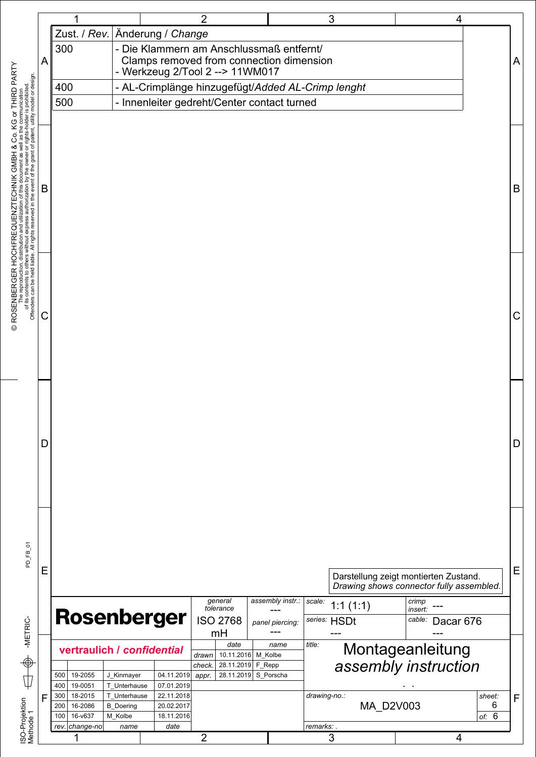| Zust. / *Rev.* | Änderung / *Change* |
|---|---|
| 300 | - Die Klammern am Anschlussmaß entfernt/ Clamps removed from connection dimension<br>- Werkzeug 2/Tool 2 --> 11WM017 |
| 400 | - AL-Crimplänge hinzugefügt/*Added AL-Crimp lenght* |
| 500 | - Innenleiter gedreht/Center contact turned |

Darstellung zeigt montierten Zustand.
*Drawing shows connector fully assembled.*

**Rosenberger**

**vertraulich / *confidential***

| *general tolerance* | *assembly instr.:* | *scale:* | *crimp insert:* |
|---|---|---|---|
| ISO 2768 mH | --- | 1:1 (1:1) | --- |
| | *panel piercing:* --- | *series:* HSDt --- | *cable:* Dacar 676 --- |

| | *date* | *name* |
|---|---|---|
| *drawn* | 10.11.2016 | M_Kolbe |
| *check.* | 28.11.2019 | F_Repp |
| *appr.* | 28.11.2019 | S_Porscha |

*title:* Montageanleitung *assembly instruction*

| *rev.* | *change-no* | *name* | *date* |
|---|---|---|---|
| 500 | 19-2055 | J_Kinmayer | 04.11.2019 |
| 400 | 19-0051 | T_Unterhause | 07.01.2019 |
| 300 | 18-2015 | T_Unterhause | 22.11.2018 |
| 200 | 16-2086 | B_Doering | 20.02.2017 |
| 100 | 16-v637 | M_Kolbe | 18.11.2016 |

*drawing-no.:* MA_D2V003

*sheet:* 6 *of:* 6

*remarks:* .

© ROSENBERGER HOCHFREQUENZTECHNIK GMBH & Co. KG or THIRD PARTY
The reproduction, distribution and utilization of this document as well as the communication of its contents to others without express authorization by the owner or rights-holder is prohibited. Offenders can be held liable. All rights reserved in the event of the grant of patent, utility model or design.

PD_FB_01

-METRIC-

ISO-Projektion Methode 1